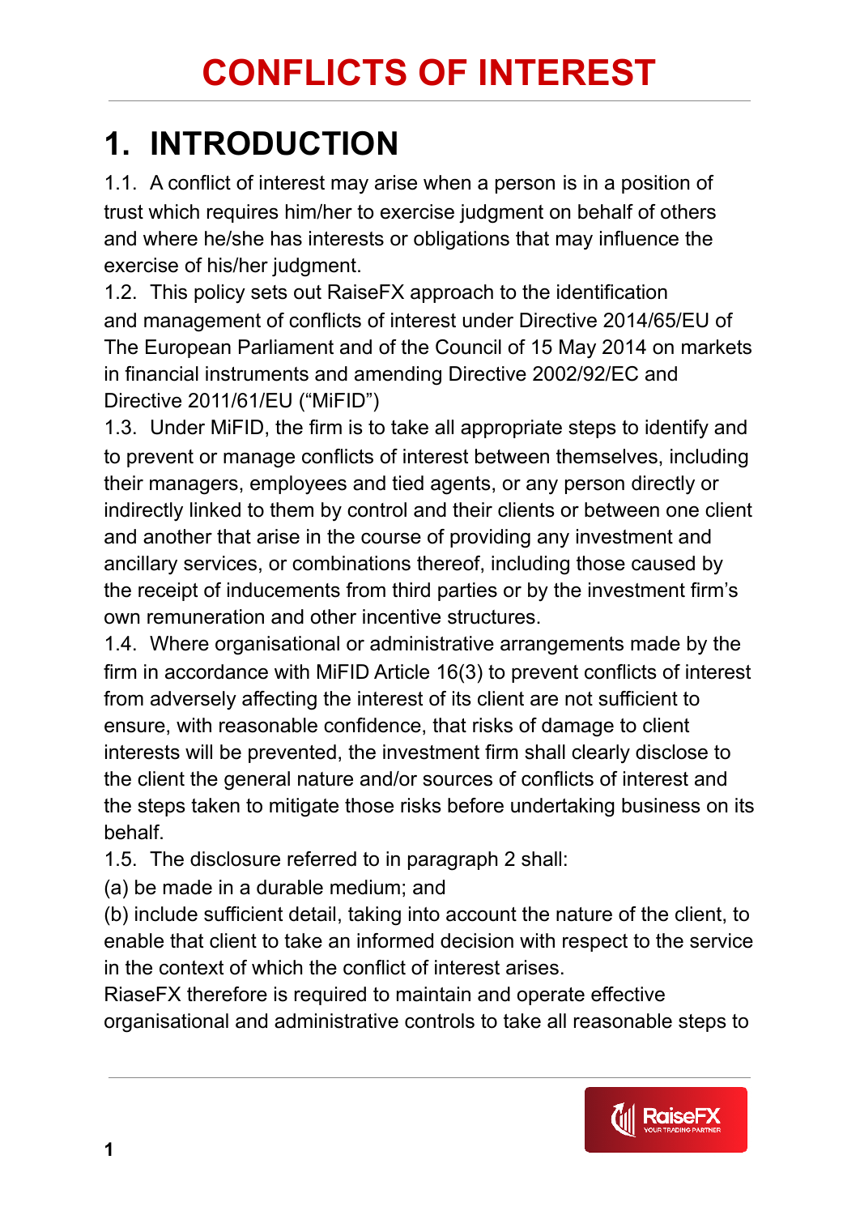# CONFLICTS OF INTEREST

## 1. INTRODUCTION

1.1. A conflict of interest may arise when a person is in a position of trust which requires him/her to exercise judgment on behalf of others and where he/she has interests or obligations that may influence the exercise of his/her judgment.

1.2. This policy sets out RaiseFX approach to the identification and management of conflicts of interest under Directive 2014/65/EU of The European Parliament and of the Council of 15 May 2014 on markets in financial instruments and amending Directive 2002/92/EC and Directive 2011/61/EU ("MiFID")

1.3. Under MiFID, the firm is to take all appropriate steps to identify and to prevent or manage conflicts of interest between themselves, including their managers, employees and tied agents, or any person directly or indirectly linked to them by control and their clients or between one client and another that arise in the course of providing any investment and ancillary services, or combinations thereof, including those caused by the receipt of inducements from third parties or by the investment firm's own remuneration and other incentive structures.

1.4. Where organisational or administrative arrangements made by the firm in accordance with MiFID Article 16(3) to prevent conflicts of interest from adversely affecting the interest of its client are not sufficient to ensure, with reasonable confidence, that risks of damage to client interests will be prevented, the investment firm shall clearly disclose to the client the general nature and/or sources of conflicts of interest and the steps taken to mitigate those risks before undertaking business on its behalf.

1.5. The disclosure referred to in paragraph 2 shall:

(a) be made in a durable medium; and

(b) include sufficient detail, taking into account the nature of the client, to enable that client to take an informed decision with respect to the service in the context of which the conflict of interest arises.

RiaseFX therefore is required to maintain and operate effective organisational and administrative controls to take all reasonable steps to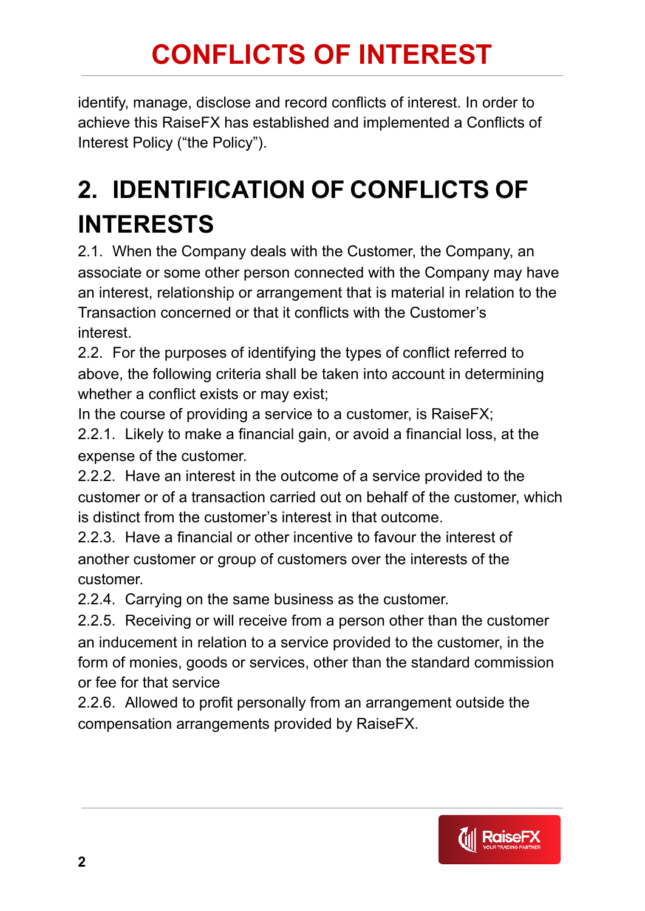identify, manage, disclose and record conflicts of interest. In order to achieve this RaiseFX has established and implemented a Conflicts of Interest Policy ("the Policy").

# 2. IDENTIFICATION OF CONFLICTS OF INTERESTS

2.1. When the Company deals with the Customer, the Company, an associate or some other person connected with the Company may have an interest, relationship or arrangement that is material in relation to the Transaction concerned or that it conflicts with the Customer's interest.

2.2. For the purposes of identifying the types of conflict referred to above, the following criteria shall be taken into account in determining whether a conflict exists or may exist;

In the course of providing a service to a customer, is RaiseFX;

2.2.1. Likely to make a financial gain, or avoid a financial loss, at the expense of the customer.

2.2.2. Have an interest in the outcome of a service provided to the customer or of a transaction carried out on behalf of the customer, which is distinct from the customer's interest in that outcome.

2.2.3. Have a financial or other incentive to favour the interest of another customer or group of customers over the interests of the customer.

2.2.4. Carrying on the same business as the customer.

2.2.5. Receiving or will receive from a person other than the customer an inducement in relation to a service provided to the customer, in the form of monies, goods or services, other than the standard commission or fee for that service

2.2.6. Allowed to profit personally from an arrangement outside the compensation arrangements provided by RaiseFX.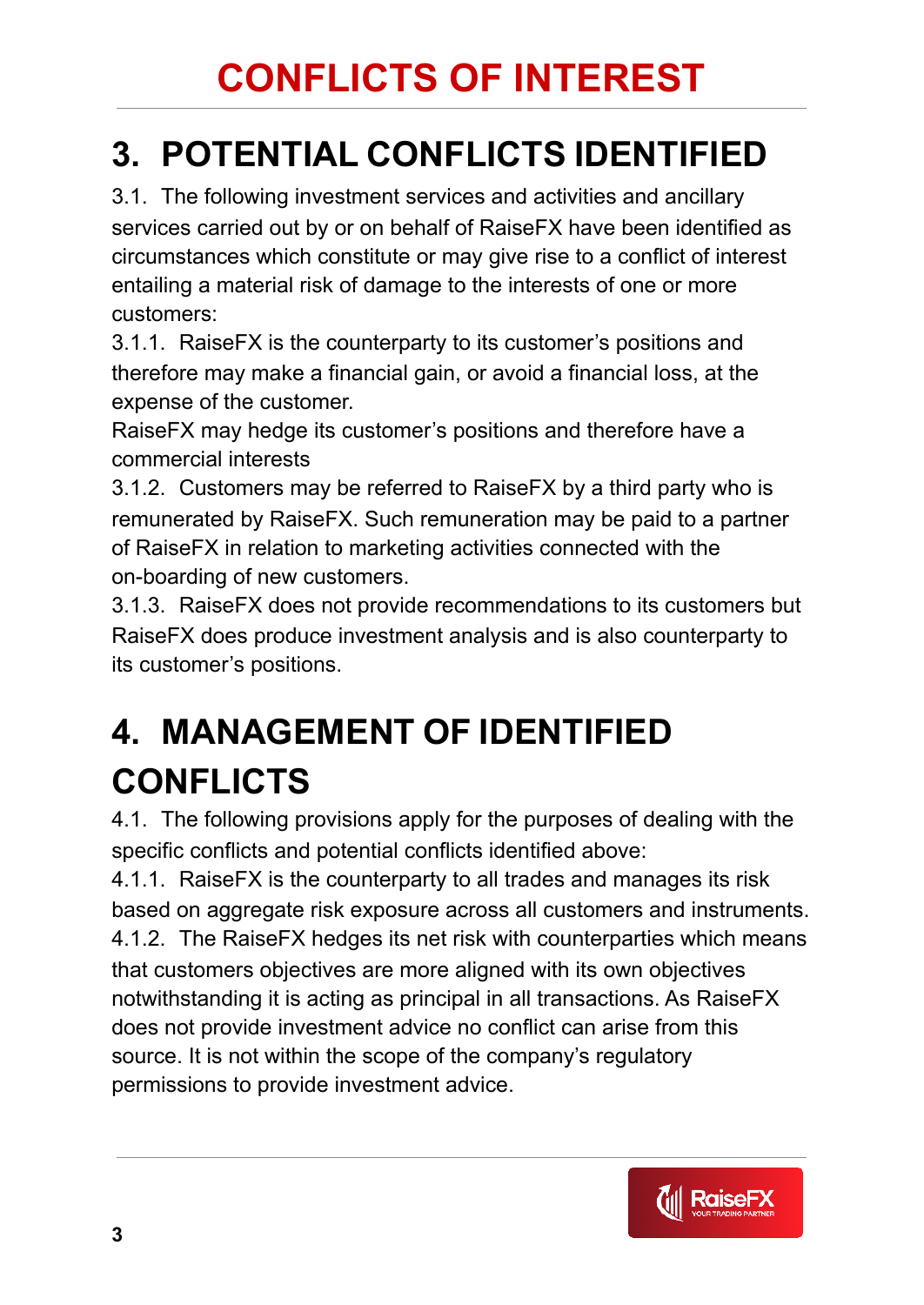# CONFLICTS OF INTEREST

## 3. POTENTIAL CONFLICTS IDENTIFIED

3.1. The following investment services and activities and ancillary services carried out by or on behalf of RaiseFX have been identified as circumstances which constitute or may give rise to a conflict of interest entailing a material risk of damage to the interests of one or more customers:

3.1.1. RaiseFX is the counterparty to its customer's positions and therefore may make a financial gain, or avoid a financial loss, at the expense of the customer.
RaiseFX may hedge its customer's positions and therefore have a commercial interests

3.1.2. Customers may be referred to RaiseFX by a third party who is remunerated by RaiseFX. Such remuneration may be paid to a partner of RaiseFX in relation to marketing activities connected with the on-boarding of new customers.

3.1.3. RaiseFX does not provide recommendations to its customers but RaiseFX does produce investment analysis and is also counterparty to its customer's positions.

## 4. MANAGEMENT OF IDENTIFIED CONFLICTS

4.1. The following provisions apply for the purposes of dealing with the specific conflicts and potential conflicts identified above:

4.1.1. RaiseFX is the counterparty to all trades and manages its risk based on aggregate risk exposure across all customers and instruments.

4.1.2. The RaiseFX hedges its net risk with counterparties which means that customers objectives are more aligned with its own objectives notwithstanding it is acting as principal in all transactions. As RaiseFX does not provide investment advice no conflict can arise from this source. It is not within the scope of the company's regulatory permissions to provide investment advice.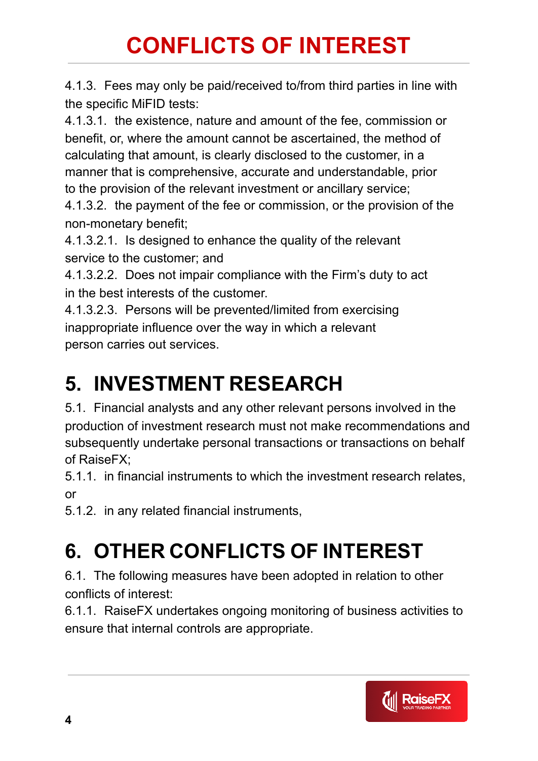4.1.3. Fees may only be paid/received to/from third parties in line with the specific MiFID tests:

4.1.3.1. the existence, nature and amount of the fee, commission or benefit, or, where the amount cannot be ascertained, the method of calculating that amount, is clearly disclosed to the customer, in a manner that is comprehensive, accurate and understandable, prior to the provision of the relevant investment or ancillary service;

4.1.3.2. the payment of the fee or commission, or the provision of the non-monetary benefit;

4.1.3.2.1. Is designed to enhance the quality of the relevant service to the customer; and

4.1.3.2.2. Does not impair compliance with the Firm's duty to act in the best interests of the customer.

4.1.3.2.3. Persons will be prevented/limited from exercising inappropriate influence over the way in which a relevant person carries out services.

## 5. INVESTMENT RESEARCH

5.1. Financial analysts and any other relevant persons involved in the production of investment research must not make recommendations and subsequently undertake personal transactions or transactions on behalf of RaiseFX;

5.1.1. in financial instruments to which the investment research relates, or

5.1.2. in any related financial instruments,

## 6. OTHER CONFLICTS OF INTEREST

6.1. The following measures have been adopted in relation to other conflicts of interest:

6.1.1. RaiseFX undertakes ongoing monitoring of business activities to ensure that internal controls are appropriate.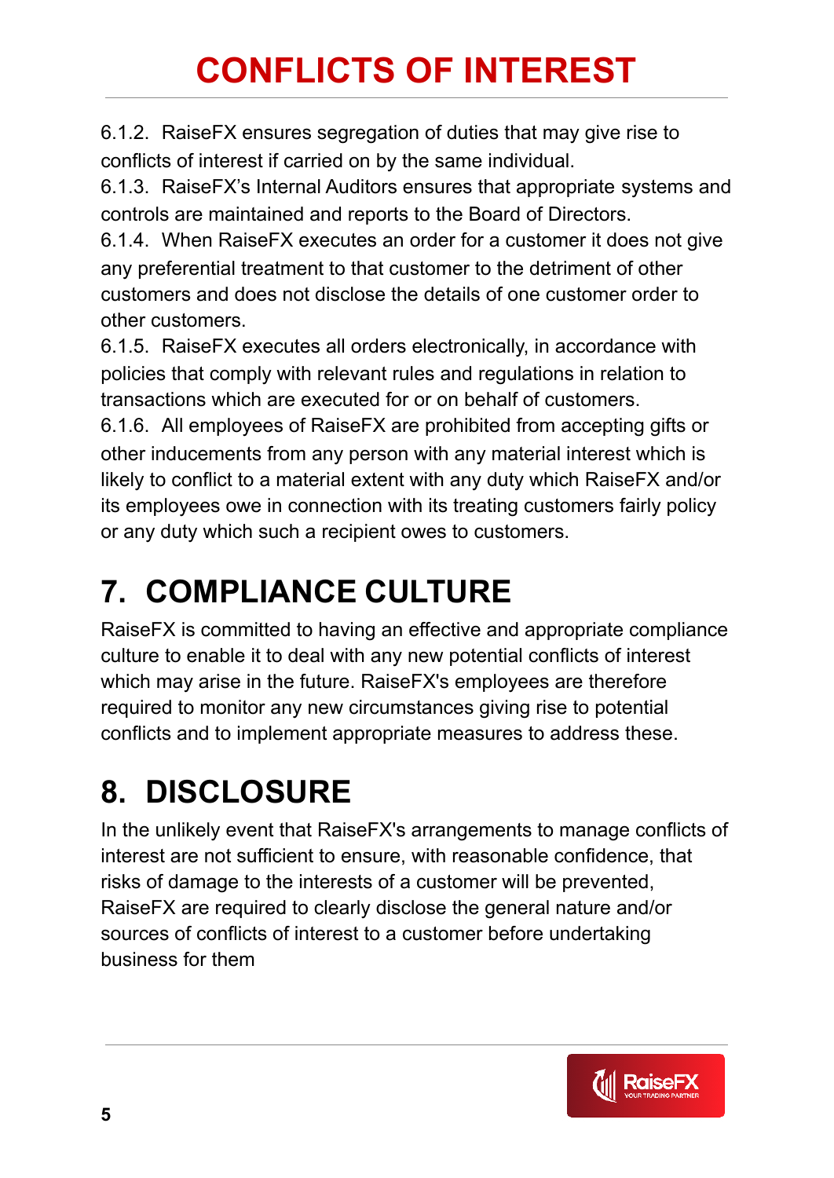6.1.2. RaiseFX ensures segregation of duties that may give rise to conflicts of interest if carried on by the same individual.

6.1.3. RaiseFX's Internal Auditors ensures that appropriate systems and controls are maintained and reports to the Board of Directors.

6.1.4. When RaiseFX executes an order for a customer it does not give any preferential treatment to that customer to the detriment of other customers and does not disclose the details of one customer order to other customers.

6.1.5. RaiseFX executes all orders electronically, in accordance with policies that comply with relevant rules and regulations in relation to transactions which are executed for or on behalf of customers.

6.1.6. All employees of RaiseFX are prohibited from accepting gifts or other inducements from any person with any material interest which is likely to conflict to a material extent with any duty which RaiseFX and/or its employees owe in connection with its treating customers fairly policy or any duty which such a recipient owes to customers.

## 7. COMPLIANCE CULTURE

RaiseFX is committed to having an effective and appropriate compliance culture to enable it to deal with any new potential conflicts of interest which may arise in the future. RaiseFX's employees are therefore required to monitor any new circumstances giving rise to potential conflicts and to implement appropriate measures to address these.

## 8. DISCLOSURE

In the unlikely event that RaiseFX's arrangements to manage conflicts of interest are not sufficient to ensure, with reasonable confidence, that risks of damage to the interests of a customer will be prevented, RaiseFX are required to clearly disclose the general nature and/or sources of conflicts of interest to a customer before undertaking business for them